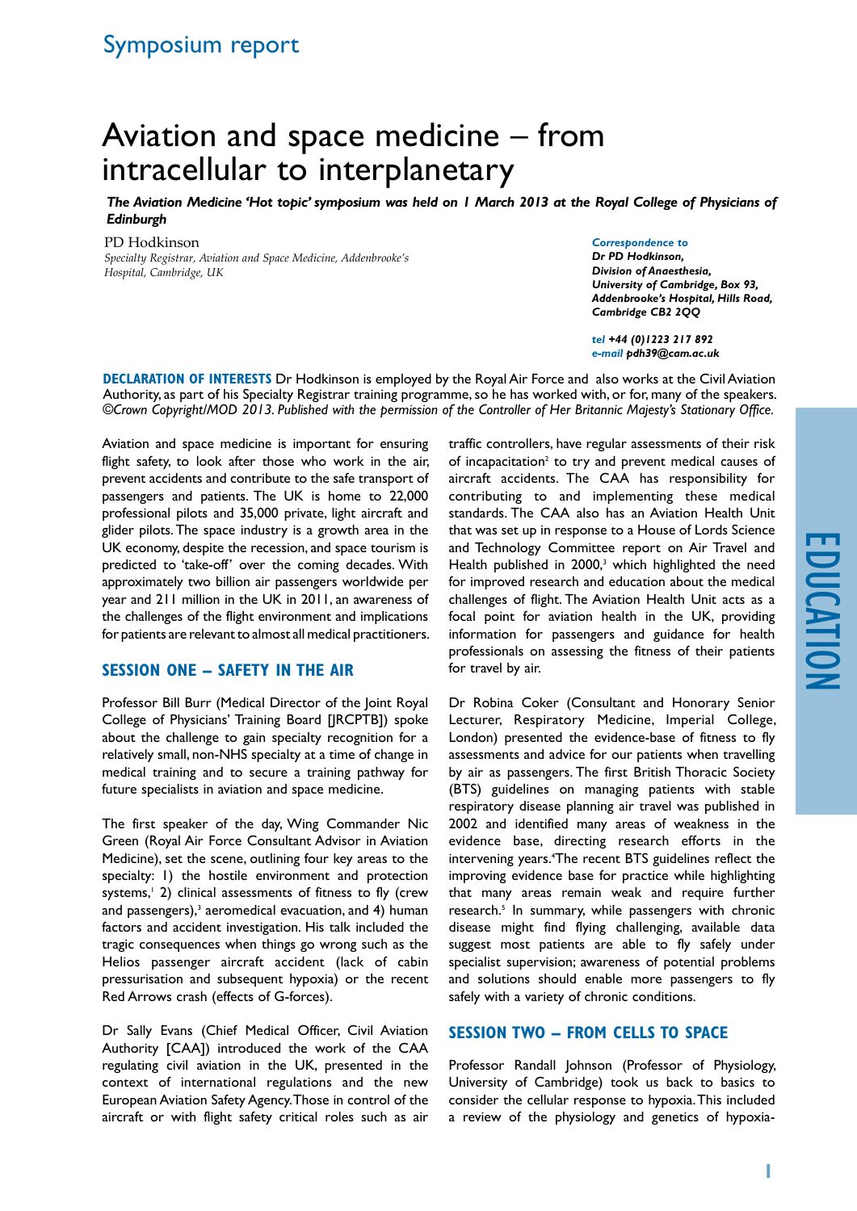Symposium report

# Aviation and space medicine – from intracellular to interplanetary

***The Aviation Medicine 'Hot topic' symposium was held on 1 March 2013 at the Royal College of Physicians of Edinburgh***

PD Hodkinson

*Specialty Registrar, Aviation and Space Medicine, Addenbrooke's Hospital, Cambridge, UK*

***Correspondence to***
***Dr PD Hodkinson,***
***Division of Anaesthesia,***
***University of Cambridge, Box 93,***
***Addenbrooke's Hospital, Hills Road,***
***Cambridge CB2 2QQ***

***tel +44 (0)1223 217 892***
***e-mail pdh39@cam.ac.uk***

**DECLARATION OF INTERESTS** Dr Hodkinson is employed by the Royal Air Force and also works at the Civil Aviation Authority, as part of his Specialty Registrar training programme, so he has worked with, or for, many of the speakers. *©Crown Copyright/MOD 2013. Published with the permission of the Controller of Her Britannic Majesty's Stationary Office.*

Aviation and space medicine is important for ensuring flight safety, to look after those who work in the air, prevent accidents and contribute to the safe transport of passengers and patients. The UK is home to 22,000 professional pilots and 35,000 private, light aircraft and glider pilots. The space industry is a growth area in the UK economy, despite the recession, and space tourism is predicted to 'take-off' over the coming decades. With approximately two billion air passengers worldwide per year and 211 million in the UK in 2011, an awareness of the challenges of the flight environment and implications for patients are relevant to almost all medical practitioners.

## SESSION ONE – SAFETY IN THE AIR

Professor Bill Burr (Medical Director of the Joint Royal College of Physicians' Training Board [JRCPTB]) spoke about the challenge to gain specialty recognition for a relatively small, non-NHS specialty at a time of change in medical training and to secure a training pathway for future specialists in aviation and space medicine.

The first speaker of the day, Wing Commander Nic Green (Royal Air Force Consultant Advisor in Aviation Medicine), set the scene, outlining four key areas to the specialty: 1) the hostile environment and protection systems,[1] 2) clinical assessments of fitness to fly (crew and passengers),[3] aeromedical evacuation, and 4) human factors and accident investigation. His talk included the tragic consequences when things go wrong such as the Helios passenger aircraft accident (lack of cabin pressurisation and subsequent hypoxia) or the recent Red Arrows crash (effects of G-forces).

Dr Sally Evans (Chief Medical Officer, Civil Aviation Authority [CAA]) introduced the work of the CAA regulating civil aviation in the UK, presented in the context of international regulations and the new European Aviation Safety Agency. Those in control of the aircraft or with flight safety critical roles such as air traffic controllers, have regular assessments of their risk of incapacitation[2] to try and prevent medical causes of aircraft accidents. The CAA has responsibility for contributing to and implementing these medical standards. The CAA also has an Aviation Health Unit that was set up in response to a House of Lords Science and Technology Committee report on Air Travel and Health published in 2000,[3] which highlighted the need for improved research and education about the medical challenges of flight. The Aviation Health Unit acts as a focal point for aviation health in the UK, providing information for passengers and guidance for health professionals on assessing the fitness of their patients for travel by air.

Dr Robina Coker (Consultant and Honorary Senior Lecturer, Respiratory Medicine, Imperial College, London) presented the evidence-base of fitness to fly assessments and advice for our patients when travelling by air as passengers. The first British Thoracic Society (BTS) guidelines on managing patients with stable respiratory disease planning air travel was published in 2002 and identified many areas of weakness in the evidence base, directing research efforts in the intervening years.[4] The recent BTS guidelines reflect the improving evidence base for practice while highlighting that many areas remain weak and require further research.[5] In summary, while passengers with chronic disease might find flying challenging, available data suggest most patients are able to fly safely under specialist supervision; awareness of potential problems and solutions should enable more passengers to fly safely with a variety of chronic conditions.

## SESSION TWO – FROM CELLS TO SPACE

Professor Randall Johnson (Professor of Physiology, University of Cambridge) took us back to basics to consider the cellular response to hypoxia. This included a review of the physiology and genetics of hypoxia-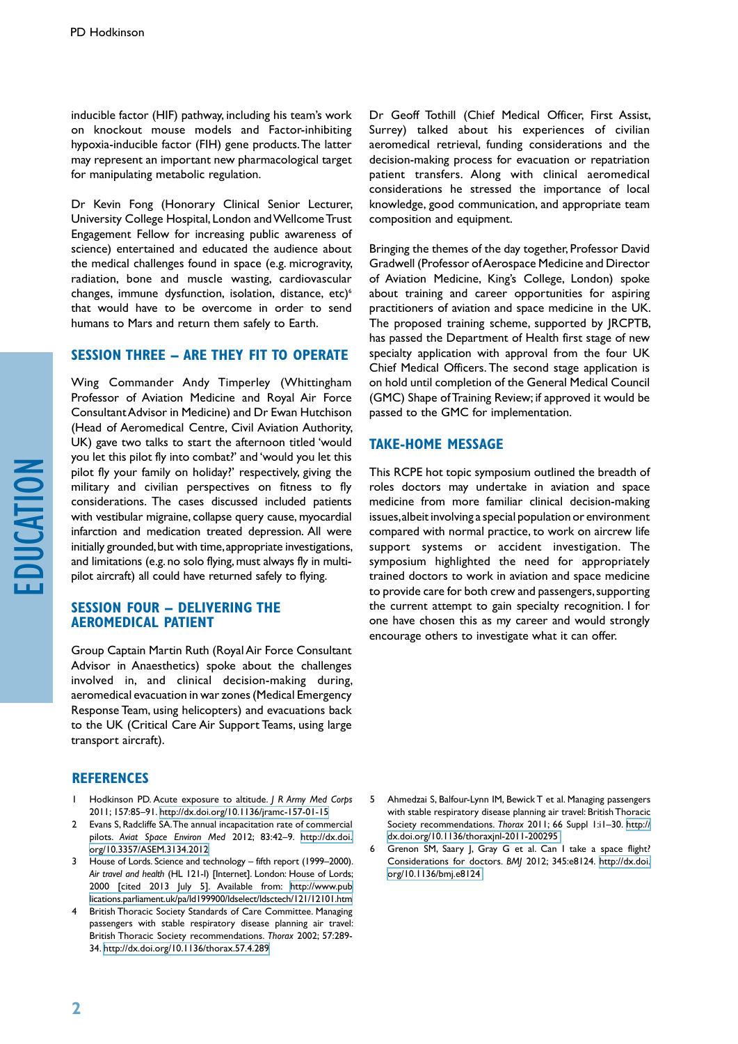inducible factor (HIF) pathway, including his team's work on knockout mouse models and Factor-inhibiting hypoxia-inducible factor (FIH) gene products. The latter may represent an important new pharmacological target for manipulating metabolic regulation.

Dr Kevin Fong (Honorary Clinical Senior Lecturer, University College Hospital, London and Wellcome Trust Engagement Fellow for increasing public awareness of science) entertained and educated the audience about the medical challenges found in space (e.g. microgravity, radiation, bone and muscle wasting, cardiovascular changes, immune dysfunction, isolation, distance, etc)[6] that would have to be overcome in order to send humans to Mars and return them safely to Earth.

## SESSION THREE – ARE THEY FIT TO OPERATE

Wing Commander Andy Timperley (Whittingham Professor of Aviation Medicine and Royal Air Force Consultant Advisor in Medicine) and Dr Ewan Hutchison (Head of Aeromedical Centre, Civil Aviation Authority, UK) gave two talks to start the afternoon titled 'would you let this pilot fly into combat?' and 'would you let this pilot fly your family on holiday?' respectively, giving the military and civilian perspectives on fitness to fly considerations. The cases discussed included patients with vestibular migraine, collapse query cause, myocardial infarction and medication treated depression. All were initially grounded, but with time, appropriate investigations, and limitations (e.g. no solo flying, must always fly in multi-pilot aircraft) all could have returned safely to flying.

## SESSION FOUR – DELIVERING THE AEROMEDICAL PATIENT

Group Captain Martin Ruth (Royal Air Force Consultant Advisor in Anaesthetics) spoke about the challenges involved in, and clinical decision-making during, aeromedical evacuation in war zones (Medical Emergency Response Team, using helicopters) and evacuations back to the UK (Critical Care Air Support Teams, using large transport aircraft).

Dr Geoff Tothill (Chief Medical Officer, First Assist, Surrey) talked about his experiences of civilian aeromedical retrieval, funding considerations and the decision-making process for evacuation or repatriation patient transfers. Along with clinical aeromedical considerations he stressed the importance of local knowledge, good communication, and appropriate team composition and equipment.

Bringing the themes of the day together, Professor David Gradwell (Professor of Aerospace Medicine and Director of Aviation Medicine, King's College, London) spoke about training and career opportunities for aspiring practitioners of aviation and space medicine in the UK. The proposed training scheme, supported by JRCPTB, has passed the Department of Health first stage of new specialty application with approval from the four UK Chief Medical Officers. The second stage application is on hold until completion of the General Medical Council (GMC) Shape of Training Review; if approved it would be passed to the GMC for implementation.

## TAKE-HOME MESSAGE

This RCPE hot topic symposium outlined the breadth of roles doctors may undertake in aviation and space medicine from more familiar clinical decision-making issues, albeit involving a special population or environment compared with normal practice, to work on aircrew life support systems or accident investigation. The symposium highlighted the need for appropriately trained doctors to work in aviation and space medicine to provide care for both crew and passengers, supporting the current attempt to gain specialty recognition. I for one have chosen this as my career and would strongly encourage others to investigate what it can offer.

## REFERENCES

1. Hodkinson PD. Acute exposure to altitude. *J R Army Med Corps* 2011; 157:85–91. http://dx.doi.org/10.1136/jramc-157-01-15
2. Evans S, Radcliffe SA. The annual incapacitation rate of commercial pilots. *Aviat Space Environ Med* 2012; 83:42–9. http://dx.doi.org/10.3357/ASEM.3134.2012
3. House of Lords. Science and technology – fifth report (1999–2000). *Air travel and health* (HL 121-I) [Internet]. London: House of Lords; 2000 [cited 2013 July 5]. Available from: http://www.publications.parliament.uk/pa/ld199900/ldselect/ldsctech/121/12101.htm
4. British Thoracic Society Standards of Care Committee. Managing passengers with stable respiratory disease planning air travel: British Thoracic Society recommendations. *Thorax* 2002; 57:289-34. http://dx.doi.org/10.1136/thorax.57.4.289
5. Ahmedzai S, Balfour-Lynn IM, Bewick T et al. Managing passengers with stable respiratory disease planning air travel: British Thoracic Society recommendations. *Thorax* 2011; 66 Suppl 1:i1–30. http://dx.doi.org/10.1136/thoraxjnl-2011-200295
6. Grenon SM, Saary J, Gray G et al. Can I take a space flight? Considerations for doctors. *BMJ* 2012; 345:e8124. http://dx.doi.org/10.1136/bmj.e8124